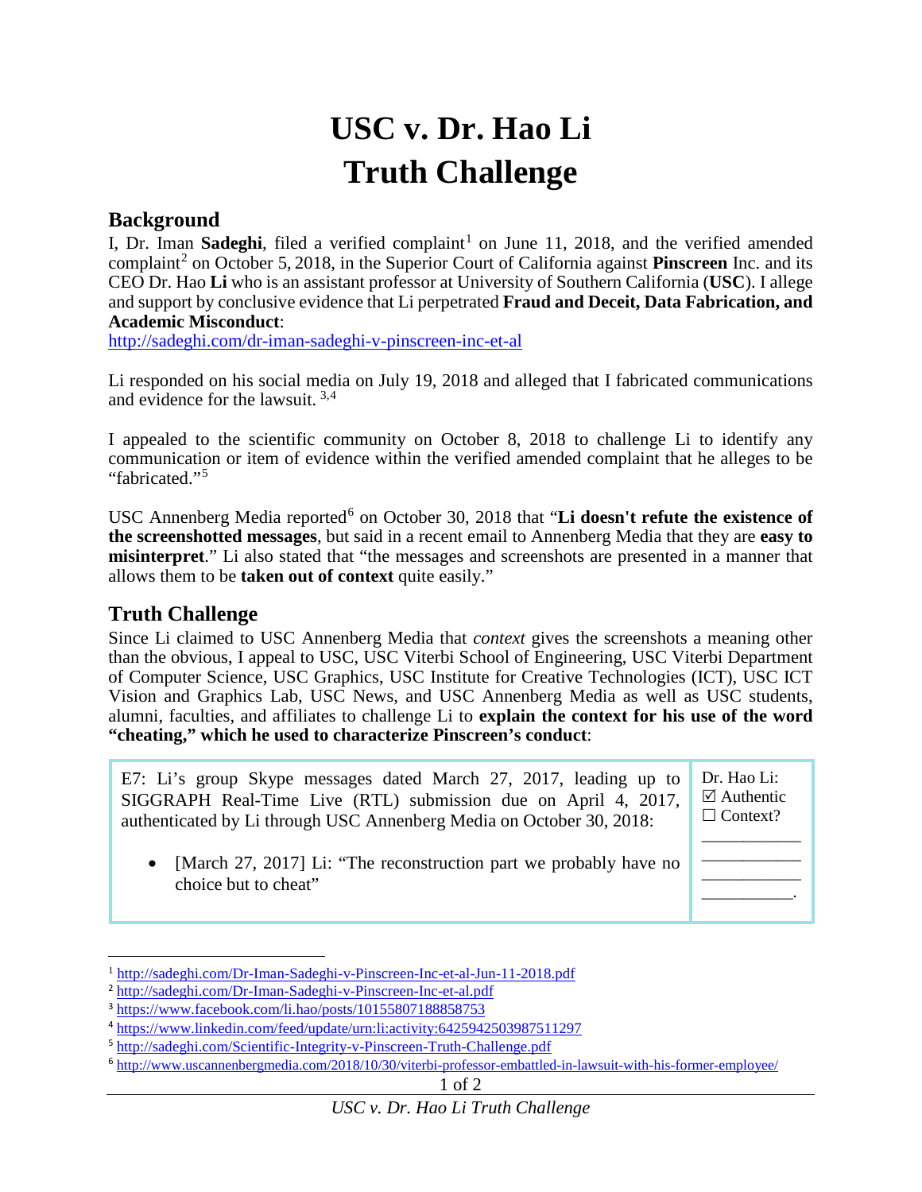# USC v. Dr. Hao Li
# Truth Challenge

## Background

I, Dr. Iman **Sadeghi**, filed a verified complaint[1] on June 11, 2018, and the verified amended complaint[2] on October 5, 2018, in the Superior Court of California against **Pinscreen** Inc. and its CEO Dr. Hao **Li** who is an assistant professor at University of Southern California (**USC**). I allege and support by conclusive evidence that Li perpetrated **Fraud and Deceit, Data Fabrication, and Academic Misconduct**:
http://sadeghi.com/dr-iman-sadeghi-v-pinscreen-inc-et-al

Li responded on his social media on July 19, 2018 and alleged that I fabricated communications and evidence for the lawsuit. [3,4]

I appealed to the scientific community on October 8, 2018 to challenge Li to identify any communication or item of evidence within the verified amended complaint that he alleges to be "fabricated."[5]

USC Annenberg Media reported[6] on October 30, 2018 that "**Li doesn't refute the existence of the screenshotted messages**, but said in a recent email to Annenberg Media that they are **easy to misinterpret**." Li also stated that "the messages and screenshots are presented in a manner that allows them to be **taken out of context** quite easily."

## Truth Challenge

Since Li claimed to USC Annenberg Media that *context* gives the screenshots a meaning other than the obvious, I appeal to USC, USC Viterbi School of Engineering, USC Viterbi Department of Computer Science, USC Graphics, USC Institute for Creative Technologies (ICT), USC ICT Vision and Graphics Lab, USC News, and USC Annenberg Media as well as USC students, alumni, faculties, and affiliates to challenge Li to **explain the context for his use of the word "cheating," which he used to characterize Pinscreen's conduct**:

| | |
|---|---|
| E7: Li's group Skype messages dated March 27, 2017, leading up to SIGGRAPH Real-Time Live (RTL) submission due on April 4, 2017, authenticated by Li through USC Annenberg Media on October 30, 2018:<br><br>• [March 27, 2017] Li: "The reconstruction part we probably have no choice but to cheat" | Dr. Hao Li:<br>☑ Authentic<br>☐ Context?<br>___________<br>___________<br>___________<br>__________. |

---

[1] http://sadeghi.com/Dr-Iman-Sadeghi-v-Pinscreen-Inc-et-al-Jun-11-2018.pdf
[2] http://sadeghi.com/Dr-Iman-Sadeghi-v-Pinscreen-Inc-et-al.pdf
[3] https://www.facebook.com/li.hao/posts/10155807188858753
[4] https://www.linkedin.com/feed/update/urn:li:activity:6425942503987511297
[5] http://sadeghi.com/Scientific-Integrity-v-Pinscreen-Truth-Challenge.pdf
[6] http://www.uscannenbergmedia.com/2018/10/30/viterbi-professor-embattled-in-lawsuit-with-his-former-employee/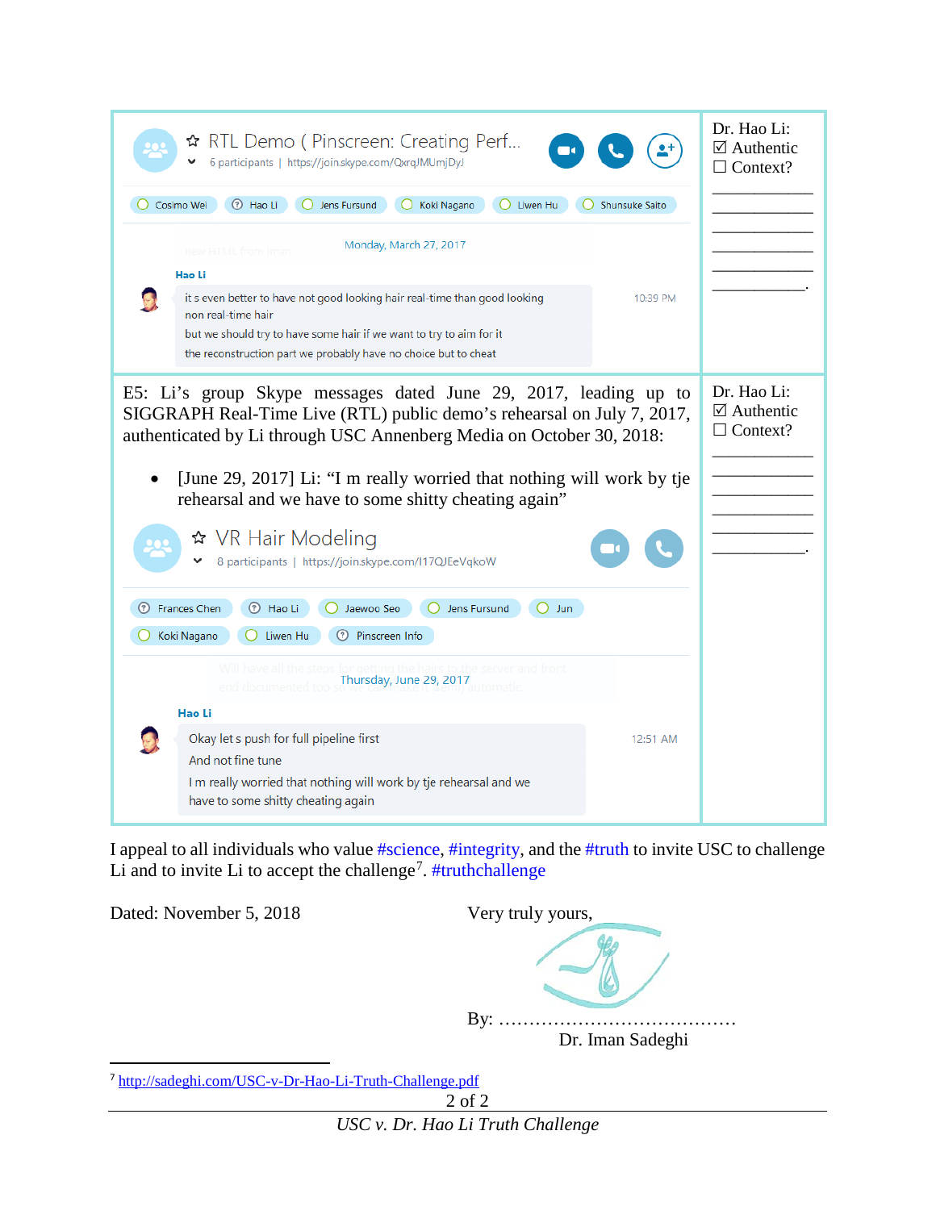| | |
|---|---|
| RTL Demo ( Pinscreen: Creating Perf... <br> 6 participants \| https://join.skype.com/QxrqJMUmjDyJ <br> Cosimo Wei · Hao Li · Jens Fursund · Koki Nagano · Liwen Hu · Shunsuke Saito <br> Monday, March 27, 2017 <br> **Hao Li** <br> it s even better to have not good looking hair real-time than good looking non real-time hair <br> but we should try to have some hair if we want to try to aim for it <br> the reconstruction part we probably have no choice but to cheat <br> 10:39 PM | Dr. Hao Li: <br> ☑ Authentic <br> ☐ Context? <br> ____________ <br> ____________ <br> ____________ <br> ____________ <br> ____________ <br> ____________. |
| E5: Li's group Skype messages dated June 29, 2017, leading up to SIGGRAPH Real-Time Live (RTL) public demo's rehearsal on July 7, 2017, authenticated by Li through USC Annenberg Media on October 30, 2018: <br><br> • [June 29, 2017] Li: "I m really worried that nothing will work by tje rehearsal and we have to some shitty cheating again" <br><br> VR Hair Modeling <br> 8 participants \| https://join.skype.com/I17QJEeVqkoW <br> Frances Chen · Hao Li · Jaewoo Seo · Jens Fursund · Jun · Koki Nagano · Liwen Hu · Pinscreen Info <br> Thursday, June 29, 2017 <br> **Hao Li** <br> Okay let s push for full pipeline first <br> And not fine tune <br> I m really worried that nothing will work by tje rehearsal and we have to some shitty cheating again <br> 12:51 AM | Dr. Hao Li: <br> ☑ Authentic <br> ☐ Context? <br> ____________ <br> ____________ <br> ____________ <br> ____________ <br> ____________ <br> ____________. |

I appeal to all individuals who value #science, #integrity, and the #truth to invite USC to challenge Li and to invite Li to accept the challenge[7]. #truthchallenge

Dated: November 5, 2018

Very truly yours,

By: ……………………………………

Dr. Iman Sadeghi

[7] http://sadeghi.com/USC-v-Dr-Hao-Li-Truth-Challenge.pdf